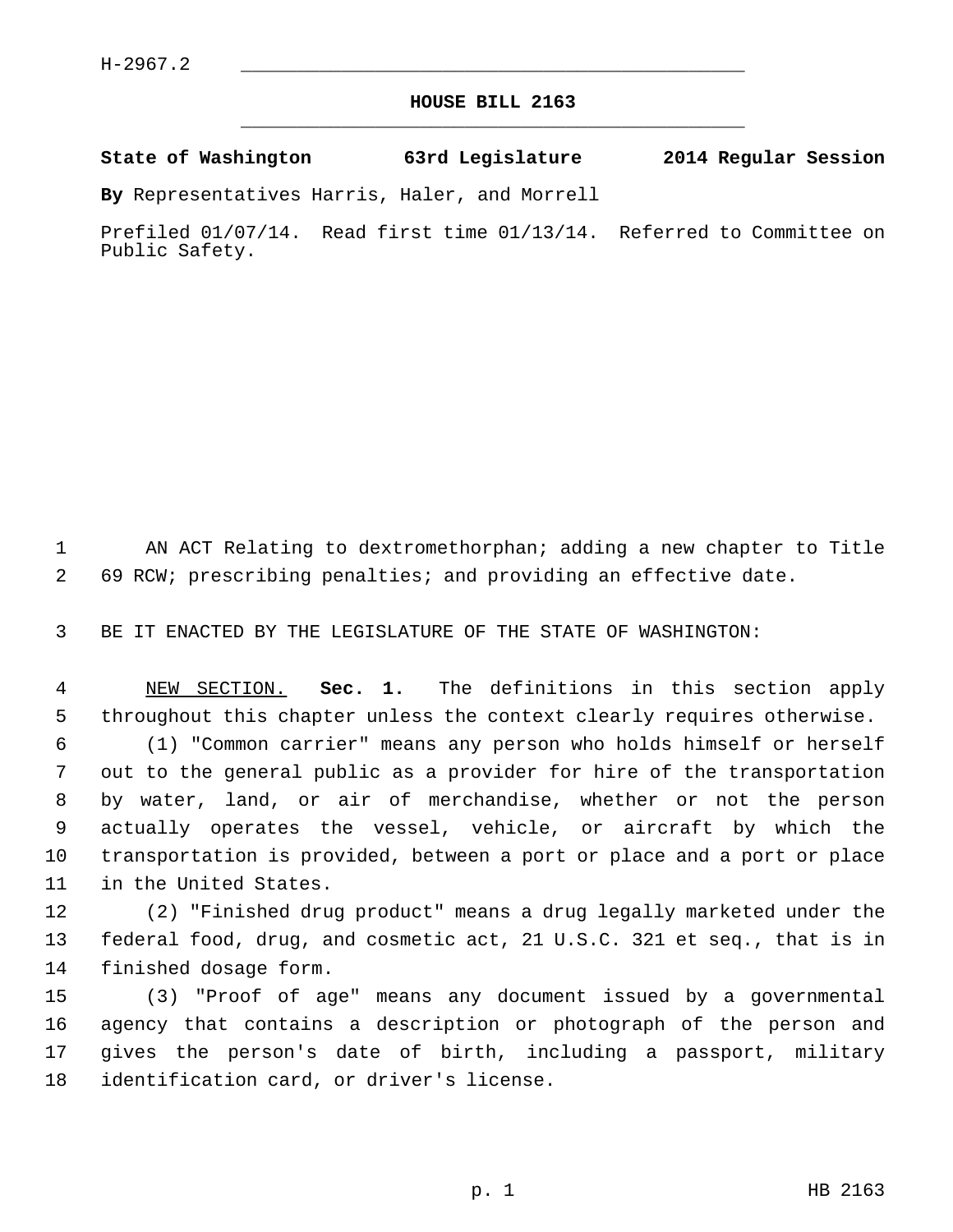H-2967.2

# HOUSE BILL 2163

**State of Washington 63rd Legislature 2014 Regular Session**

**By** Representatives Harris, Haler, and Morrell

Prefiled 01/07/14. Read first time 01/13/14. Referred to Committee on Public Safety.

AN ACT Relating to dextromethorphan; adding a new chapter to Title 69 RCW; prescribing penalties; and providing an effective date.

BE IT ENACTED BY THE LEGISLATURE OF THE STATE OF WASHINGTON:

NEW SECTION. **Sec. 1.** The definitions in this section apply throughout this chapter unless the context clearly requires otherwise.

(1) "Common carrier" means any person who holds himself or herself out to the general public as a provider for hire of the transportation by water, land, or air of merchandise, whether or not the person actually operates the vessel, vehicle, or aircraft by which the transportation is provided, between a port or place and a port or place in the United States.

(2) "Finished drug product" means a drug legally marketed under the federal food, drug, and cosmetic act, 21 U.S.C. 321 et seq., that is in finished dosage form.

(3) "Proof of age" means any document issued by a governmental agency that contains a description or photograph of the person and gives the person's date of birth, including a passport, military identification card, or driver's license.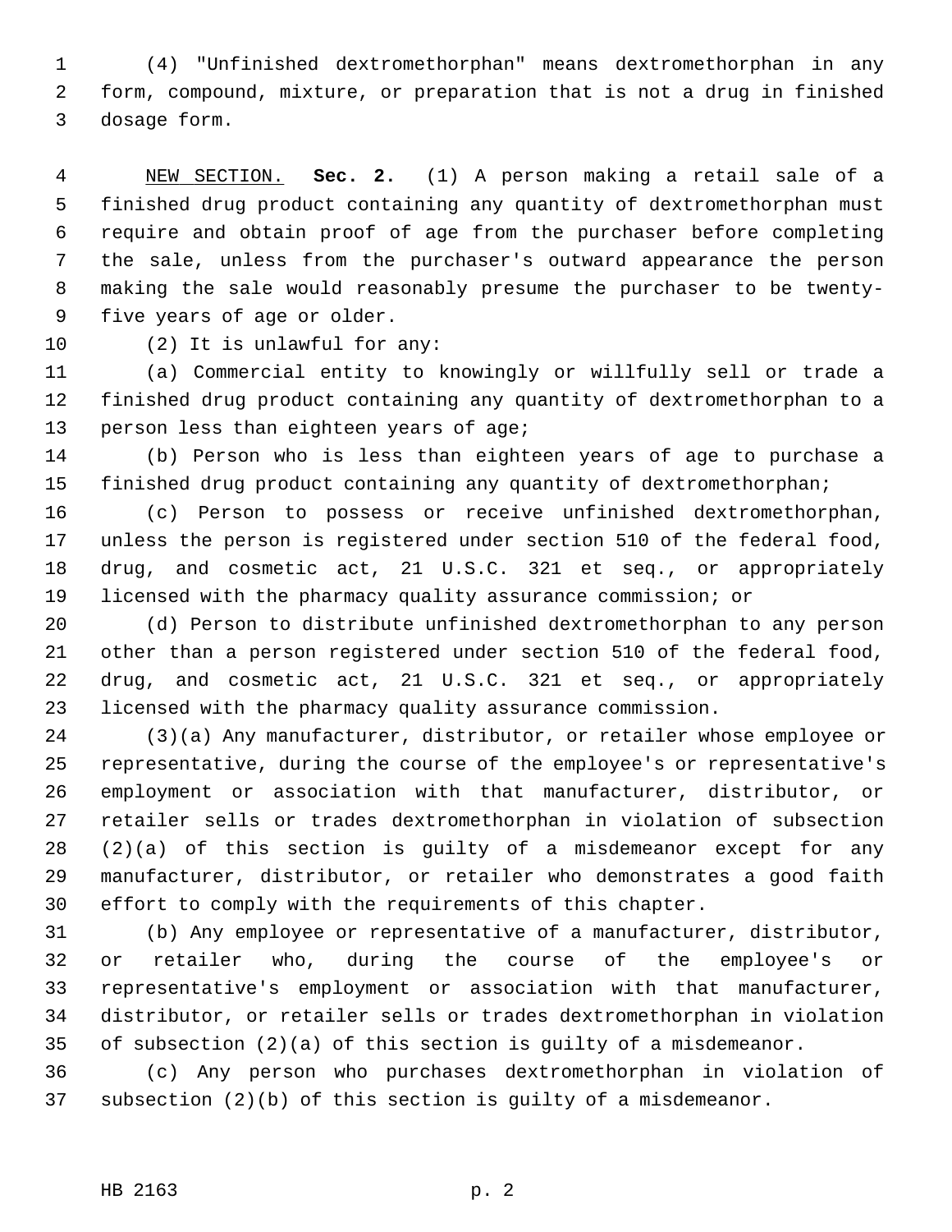(4) "Unfinished dextromethorphan" means dextromethorphan in any form, compound, mixture, or preparation that is not a drug in finished dosage form.

NEW SECTION. **Sec. 2.** (1) A person making a retail sale of a finished drug product containing any quantity of dextromethorphan must require and obtain proof of age from the purchaser before completing the sale, unless from the purchaser's outward appearance the person making the sale would reasonably presume the purchaser to be twenty-five years of age or older.

(2) It is unlawful for any:

(a) Commercial entity to knowingly or willfully sell or trade a finished drug product containing any quantity of dextromethorphan to a person less than eighteen years of age;

(b) Person who is less than eighteen years of age to purchase a finished drug product containing any quantity of dextromethorphan;

(c) Person to possess or receive unfinished dextromethorphan, unless the person is registered under section 510 of the federal food, drug, and cosmetic act, 21 U.S.C. 321 et seq., or appropriately licensed with the pharmacy quality assurance commission; or

(d) Person to distribute unfinished dextromethorphan to any person other than a person registered under section 510 of the federal food, drug, and cosmetic act, 21 U.S.C. 321 et seq., or appropriately licensed with the pharmacy quality assurance commission.

(3)(a) Any manufacturer, distributor, or retailer whose employee or representative, during the course of the employee's or representative's employment or association with that manufacturer, distributor, or retailer sells or trades dextromethorphan in violation of subsection (2)(a) of this section is guilty of a misdemeanor except for any manufacturer, distributor, or retailer who demonstrates a good faith effort to comply with the requirements of this chapter.

(b) Any employee or representative of a manufacturer, distributor, or retailer who, during the course of the employee's or representative's employment or association with that manufacturer, distributor, or retailer sells or trades dextromethorphan in violation of subsection (2)(a) of this section is guilty of a misdemeanor.

(c) Any person who purchases dextromethorphan in violation of subsection (2)(b) of this section is guilty of a misdemeanor.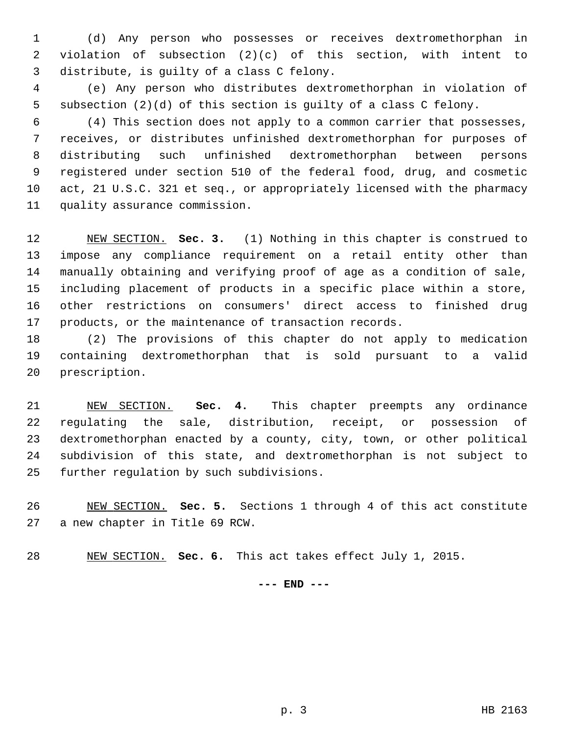(d) Any person who possesses or receives dextromethorphan in violation of subsection (2)(c) of this section, with intent to distribute, is guilty of a class C felony.

(e) Any person who distributes dextromethorphan in violation of subsection (2)(d) of this section is guilty of a class C felony.

(4) This section does not apply to a common carrier that possesses, receives, or distributes unfinished dextromethorphan for purposes of distributing such unfinished dextromethorphan between persons registered under section 510 of the federal food, drug, and cosmetic act, 21 U.S.C. 321 et seq., or appropriately licensed with the pharmacy quality assurance commission.

NEW SECTION. **Sec. 3.** (1) Nothing in this chapter is construed to impose any compliance requirement on a retail entity other than manually obtaining and verifying proof of age as a condition of sale, including placement of products in a specific place within a store, other restrictions on consumers' direct access to finished drug products, or the maintenance of transaction records.

(2) The provisions of this chapter do not apply to medication containing dextromethorphan that is sold pursuant to a valid prescription.

NEW SECTION. **Sec. 4.** This chapter preempts any ordinance regulating the sale, distribution, receipt, or possession of dextromethorphan enacted by a county, city, town, or other political subdivision of this state, and dextromethorphan is not subject to further regulation by such subdivisions.

NEW SECTION. **Sec. 5.** Sections 1 through 4 of this act constitute a new chapter in Title 69 RCW.

NEW SECTION. **Sec. 6.** This act takes effect July 1, 2015.

**--- END ---**